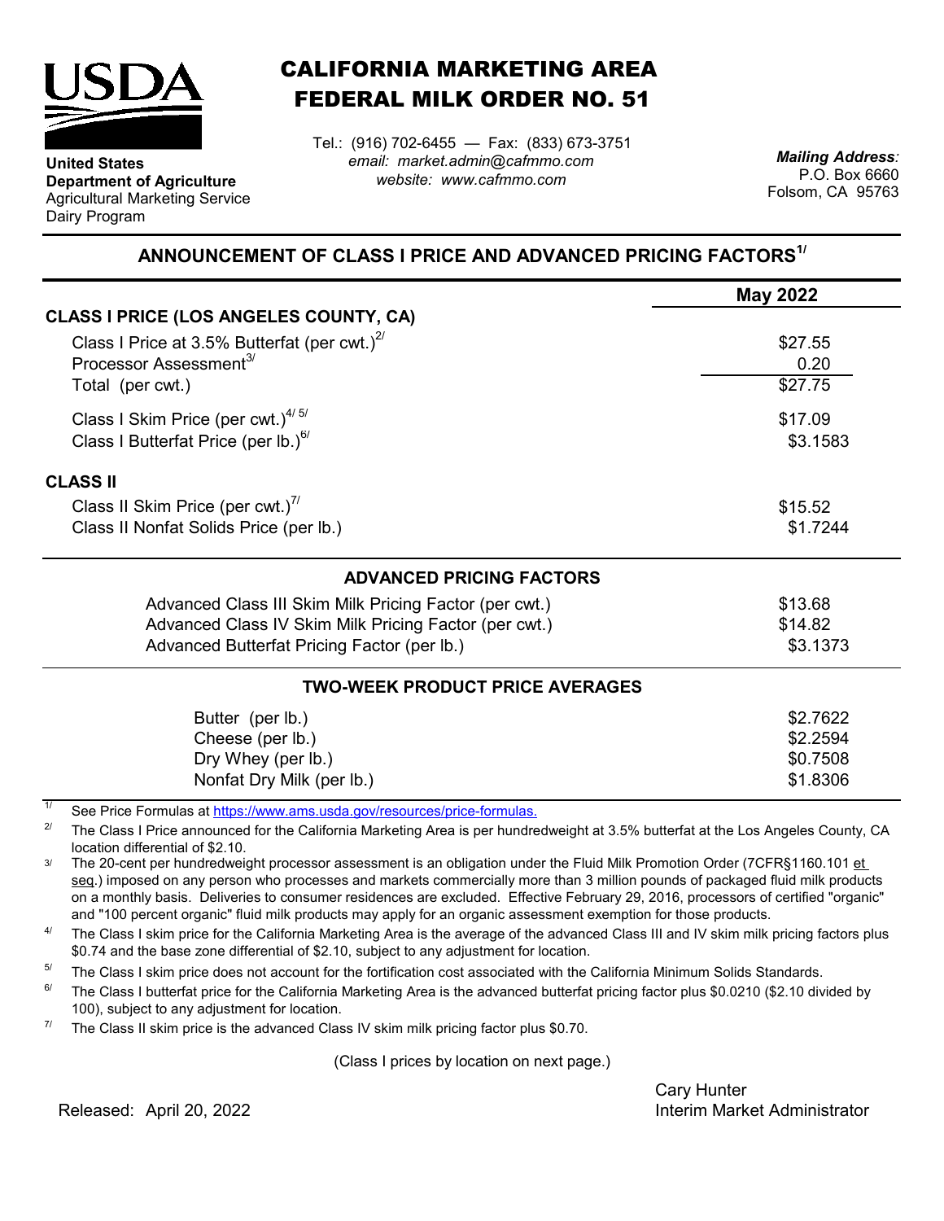# CALIFORNIA MARKETING AREA
# FEDERAL MILK ORDER NO. 51

**United States Department of Agriculture**
Agricultural Marketing Service
Dairy Program

Tel.: (916) 702-6455 — Fax: (833) 673-3751
*email: market.admin@cafmmo.com*
*website: www.cafmmo.com*

***Mailing Address:***
P.O. Box 6660
Folsom, CA 95763

## ANNOUNCEMENT OF CLASS I PRICE AND ADVANCED PRICING FACTORS[1]

| | **May 2022** |
|---|---|
| **CLASS I PRICE (LOS ANGELES COUNTY, CA)** | |
| Class I Price at 3.5% Butterfat (per cwt.)[2] | $27.55 |
| Processor Assessment[3] | 0.20 |
| Total (per cwt.) | $27.75 |
| Class I Skim Price (per cwt.)[4, 5] | $17.09 |
| Class I Butterfat Price (per lb.)[6] | $3.1583 |
| **CLASS II** | |
| Class II Skim Price (per cwt.)[7] | $15.52 |
| Class II Nonfat Solids Price (per lb.) | $1.7244 |

### ADVANCED PRICING FACTORS

| | |
|---|---|
| Advanced Class III Skim Milk Pricing Factor (per cwt.) | $13.68 |
| Advanced Class IV Skim Milk Pricing Factor (per cwt.) | $14.82 |
| Advanced Butterfat Pricing Factor (per lb.) | $3.1373 |

### TWO-WEEK PRODUCT PRICE AVERAGES

| | |
|---|---|
| Butter (per lb.) | $2.7622 |
| Cheese (per lb.) | $2.2594 |
| Dry Whey (per lb.) | $0.7508 |
| Nonfat Dry Milk (per lb.) | $1.8306 |

[1] See Price Formulas at https://www.ams.usda.gov/resources/price-formulas.

[2] The Class I Price announced for the California Marketing Area is per hundredweight at 3.5% butterfat at the Los Angeles County, CA location differential of $2.10.

[3] The 20-cent per hundredweight processor assessment is an obligation under the Fluid Milk Promotion Order (7CFR§1160.101 et seq.) imposed on any person who processes and markets commercially more than 3 million pounds of packaged fluid milk products on a monthly basis. Deliveries to consumer residences are excluded. Effective February 29, 2016, processors of certified "organic" and "100 percent organic" fluid milk products may apply for an organic assessment exemption for those products.

[4] The Class I skim price for the California Marketing Area is the average of the advanced Class III and IV skim milk pricing factors plus $0.74 and the base zone differential of $2.10, subject to any adjustment for location.

[5] The Class I skim price does not account for the fortification cost associated with the California Minimum Solids Standards.

[6] The Class I butterfat price for the California Marketing Area is the advanced butterfat pricing factor plus $0.0210 ($2.10 divided by 100), subject to any adjustment for location.

[7] The Class II skim price is the advanced Class IV skim milk pricing factor plus $0.70.

(Class I prices by location on next page.)

Released: April 20, 2022

Cary Hunter
Interim Market Administrator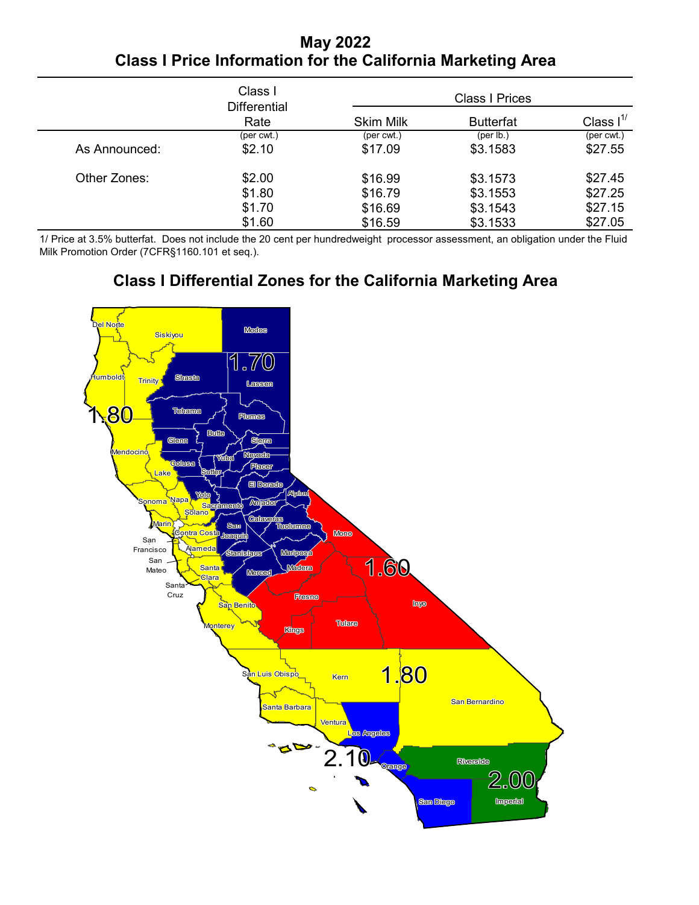# May 2022
# Class I Price Information for the California Marketing Area

| | Class I Differential Rate | Class I Prices | | |
|---|---|---|---|---|
| | | Skim Milk | Butterfat | Class I[1/] |
| | (per cwt.) | (per cwt.) | (per lb.) | (per cwt.) |
| As Announced: | $2.10 | $17.09 | $3.1583 | $27.55 |
| Other Zones: | $2.00 | $16.99 | $3.1573 | $27.45 |
| | $1.80 | $16.79 | $3.1553 | $27.25 |
| | $1.70 | $16.69 | $3.1543 | $27.15 |
| | $1.60 | $16.59 | $3.1533 | $27.05 |

1/ Price at 3.5% butterfat. Does not include the 20 cent per hundredweight processor assessment, an obligation under the Fluid Milk Promotion Order (7CFR§1160.101 et seq.).

## Class I Differential Zones for the California Marketing Area

1.70
1.80
1.60
1.80
2.10
2.00

Del Norte, Siskiyou, Modoc, Humboldt, Trinity, Shasta, Lassen, Tehama, Plumas, Glenn, Butte, Sierra, Mendocino, Colusa, Yuba, Nevada, Lake, Sutter, Placer, El Dorado, Yolo, Alpine, Sonoma, Napa, Sacramento, Amador, Solano, Calaveras, Marin, San Joaquin, Tuolumne, Mono, San Francisco, Contra Costa, Alameda, Stanislaus, Mariposa, San Mateo, Santa Clara, Merced, Madera, Santa Cruz, San Benito, Fresno, Inyo, Monterey, Tulare, Kings, San Luis Obispo, Kern, San Bernardino, Santa Barbara, Ventura, Los Angeles, Orange, Riverside, San Diego, Imperial